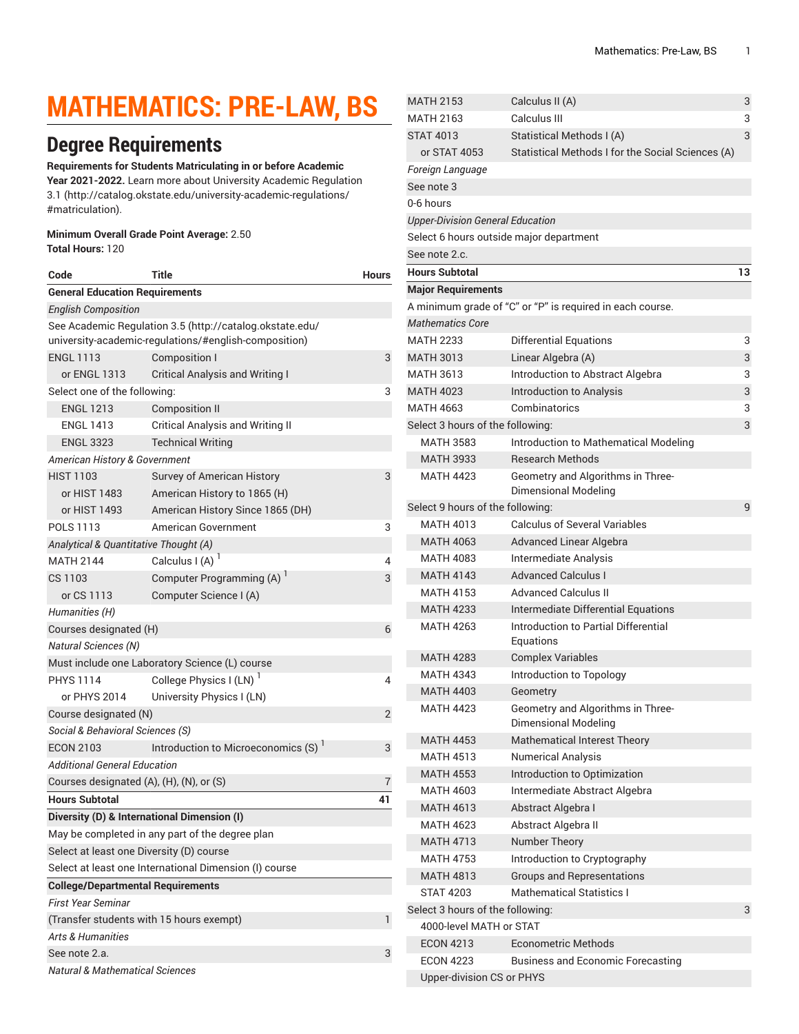# MATHEMATICS: PRE-LAW, BS

## Degree Requirements

**Requirements for Students Matriculating in or before Academic Year 2021-2022.** Learn more about University Academic Regulation 3.1 (http://catalog.okstate.edu/university-academic-regulations/#matriculation).

**Minimum Overall Grade Point Average:** 2.50
**Total Hours:** 120

| Code | Title | Hours |
|---|---|---|
| **General Education Requirements** | | |
| *English Composition* | | |
| See Academic Regulation 3.5 (http://catalog.okstate.edu/university-academic-regulations/#english-composition) | | |
| ENGL 1113 | Composition I | 3 |
| or ENGL 1313 | Critical Analysis and Writing I | |
| Select one of the following: | | 3 |
| ENGL 1213 | Composition II | |
| ENGL 1413 | Critical Analysis and Writing II | |
| ENGL 3323 | Technical Writing | |
| *American History & Government* | | |
| HIST 1103 | Survey of American History | 3 |
| or HIST 1483 | American History to 1865 (H) | |
| or HIST 1493 | American History Since 1865 (DH) | |
| POLS 1113 | American Government | 3 |
| *Analytical & Quantitative Thought (A)* | | |
| MATH 2144 | Calculus I (A) [1] | 4 |
| CS 1103 | Computer Programming (A) [1] | 3 |
| or CS 1113 | Computer Science I (A) | |
| *Humanities (H)* | | |
| Courses designated (H) | | 6 |
| *Natural Sciences (N)* | | |
| Must include one Laboratory Science (L) course | | |
| PHYS 1114 | College Physics I (LN) [1] | 4 |
| or PHYS 2014 | University Physics I (LN) | |
| Course designated (N) | | 2 |
| *Social & Behavioral Sciences (S)* | | |
| ECON 2103 | Introduction to Microeconomics (S) [1] | 3 |
| *Additional General Education* | | |
| Courses designated (A), (H), (N), or (S) | | 7 |
| **Hours Subtotal** | | **41** |
| **Diversity (D) & International Dimension (I)** | | |
| May be completed in any part of the degree plan | | |
| Select at least one Diversity (D) course | | |
| Select at least one International Dimension (I) course | | |
| **College/Departmental Requirements** | | |
| *First Year Seminar* | | |
| (Transfer students with 15 hours exempt) | | 1 |
| *Arts & Humanities* | | |
| See note 2.a. | | 3 |
| *Natural & Mathematical Sciences* | | |
| MATH 2153 | Calculus II (A) | 3 |
| MATH 2163 | Calculus III | 3 |
| STAT 4013 | Statistical Methods I (A) | 3 |
| or STAT 4053 | Statistical Methods I for the Social Sciences (A) | |
| *Foreign Language* | | |
| See note 3 | | |
| 0-6 hours | | |
| *Upper-Division General Education* | | |
| Select 6 hours outside major department | | |
| See note 2.c. | | |
| **Hours Subtotal** | | **13** |
| **Major Requirements** | | |
| A minimum grade of "C" or "P" is required in each course. | | |
| *Mathematics Core* | | |
| MATH 2233 | Differential Equations | 3 |
| MATH 3013 | Linear Algebra (A) | 3 |
| MATH 3613 | Introduction to Abstract Algebra | 3 |
| MATH 4023 | Introduction to Analysis | 3 |
| MATH 4663 | Combinatorics | 3 |
| Select 3 hours of the following: | | 3 |
| MATH 3583 | Introduction to Mathematical Modeling | |
| MATH 3933 | Research Methods | |
| MATH 4423 | Geometry and Algorithms in Three-Dimensional Modeling | |
| Select 9 hours of the following: | | 9 |
| MATH 4013 | Calculus of Several Variables | |
| MATH 4063 | Advanced Linear Algebra | |
| MATH 4083 | Intermediate Analysis | |
| MATH 4143 | Advanced Calculus I | |
| MATH 4153 | Advanced Calculus II | |
| MATH 4233 | Intermediate Differential Equations | |
| MATH 4263 | Introduction to Partial Differential Equations | |
| MATH 4283 | Complex Variables | |
| MATH 4343 | Introduction to Topology | |
| MATH 4403 | Geometry | |
| MATH 4423 | Geometry and Algorithms in Three-Dimensional Modeling | |
| MATH 4453 | Mathematical Interest Theory | |
| MATH 4513 | Numerical Analysis | |
| MATH 4553 | Introduction to Optimization | |
| MATH 4603 | Intermediate Abstract Algebra | |
| MATH 4613 | Abstract Algebra I | |
| MATH 4623 | Abstract Algebra II | |
| MATH 4713 | Number Theory | |
| MATH 4753 | Introduction to Cryptography | |
| MATH 4813 | Groups and Representations | |
| STAT 4203 | Mathematical Statistics I | |
| Select 3 hours of the following: | | 3 |
| 4000-level MATH or STAT | | |
| ECON 4213 | Econometric Methods | |
| ECON 4223 | Business and Economic Forecasting | |
| Upper-division CS or PHYS | | |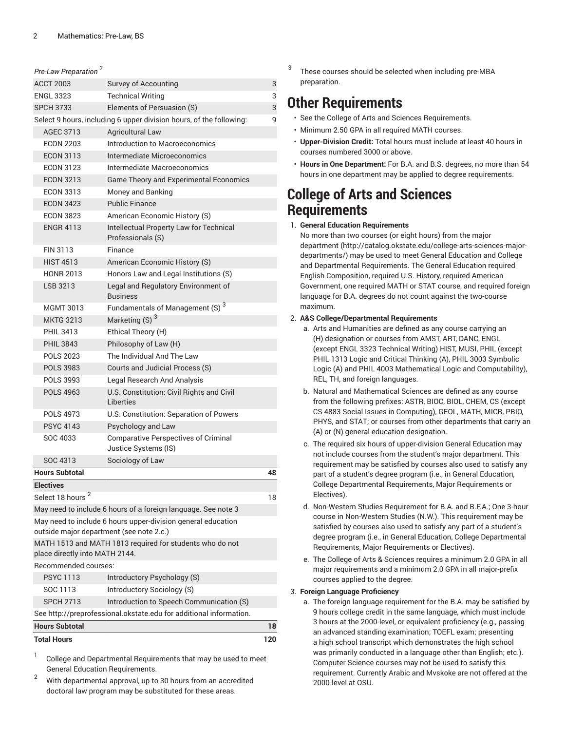| *Pre-Law Preparation* [2] | | |
|---|---|---|
| ACCT 2003 | Survey of Accounting | 3 |
| ENGL 3323 | Technical Writing | 3 |
| SPCH 3733 | Elements of Persuasion (S) | 3 |
| Select 9 hours, including 6 upper division hours, of the following: | | 9 |
| AGEC 3713 | Agricultural Law | |
| ECON 2203 | Introduction to Macroeconomics | |
| ECON 3113 | Intermediate Microeconomics | |
| ECON 3123 | Intermediate Macroeconomics | |
| ECON 3213 | Game Theory and Experimental Economics | |
| ECON 3313 | Money and Banking | |
| ECON 3423 | Public Finance | |
| ECON 3823 | American Economic History (S) | |
| ENGR 4113 | Intellectual Property Law for Technical Professionals (S) | |
| FIN 3113 | Finance | |
| HIST 4513 | American Economic History (S) | |
| HONR 2013 | Honors Law and Legal Institutions (S) | |
| LSB 3213 | Legal and Regulatory Environment of Business | |
| MGMT 3013 | Fundamentals of Management (S) [3] | |
| MKTG 3213 | Marketing (S) [3] | |
| PHIL 3413 | Ethical Theory (H) | |
| PHIL 3843 | Philosophy of Law (H) | |
| POLS 2023 | The Individual And The Law | |
| POLS 3983 | Courts and Judicial Process (S) | |
| POLS 3993 | Legal Research And Analysis | |
| POLS 4963 | U.S. Constitution: Civil Rights and Civil Liberties | |
| POLS 4973 | U.S. Constitution: Separation of Powers | |
| PSYC 4143 | Psychology and Law | |
| SOC 4033 | Comparative Perspectives of Criminal Justice Systems (IS) | |
| SOC 4313 | Sociology of Law | |
| **Hours Subtotal** | | **48** |
| **Electives** | | |
| Select 18 hours [2] | | 18 |
| May need to include 6 hours of a foreign language. See note 3 | | |
| May need to include 6 hours upper-division general education outside major department (see note 2.c.) | | |
| MATH 1513 and MATH 1813 required for students who do not place directly into MATH 2144. | | |
| Recommended courses: | | |
| PSYC 1113 | Introductory Psychology (S) | |
| SOC 1113 | Introductory Sociology (S) | |
| SPCH 2713 | Introduction to Speech Communication (S) | |
| See http://preprofessional.okstate.edu for additional information. | | |
| **Hours Subtotal** | | **18** |
| **Total Hours** | | **120** |

1. College and Departmental Requirements that may be used to meet General Education Requirements.
2. With departmental approval, up to 30 hours from an accredited doctoral law program may be substituted for these areas.
3. These courses should be selected when including pre-MBA preparation.

# Other Requirements

- See the College of Arts and Sciences Requirements.
- Minimum 2.50 GPA in all required MATH courses.
- **Upper-Division Credit:** Total hours must include at least 40 hours in courses numbered 3000 or above.
- **Hours in One Department:** For B.A. and B.S. degrees, no more than 54 hours in one department may be applied to degree requirements.

# College of Arts and Sciences Requirements

1. **General Education Requirements**
   No more than two courses (or eight hours) from the major department (http://catalog.okstate.edu/college-arts-sciences-major-departments/) may be used to meet General Education and College and Departmental Requirements. The General Education required English Composition, required U.S. History, required American Government, one required MATH or STAT course, and required foreign language for B.A. degrees do not count against the two-course maximum.
2. **A&S College/Departmental Requirements**
   a. Arts and Humanities are defined as any course carrying an (H) designation or courses from AMST, ART, DANC, ENGL (except ENGL 3323 Technical Writing) HIST, MUSI, PHIL (except PHIL 1313 Logic and Critical Thinking (A), PHIL 3003 Symbolic Logic (A) and PHIL 4003 Mathematical Logic and Computability), REL, TH, and foreign languages.
   b. Natural and Mathematical Sciences are defined as any course from the following prefixes: ASTR, BIOC, BIOL, CHEM, CS (except CS 4883 Social Issues in Computing), GEOL, MATH, MICR, PBIO, PHYS, and STAT; or courses from other departments that carry an (A) or (N) general education designation.
   c. The required six hours of upper-division General Education may not include courses from the student's major department. This requirement may be satisfied by courses also used to satisfy any part of a student's degree program (i.e., in General Education, College Departmental Requirements, Major Requirements or Electives).
   d. Non-Western Studies Requirement for B.A. and B.F.A.; One 3-hour course in Non-Western Studies (N.W.). This requirement may be satisfied by courses also used to satisfy any part of a student's degree program (i.e., in General Education, College Departmental Requirements, Major Requirements or Electives).
   e. The College of Arts & Sciences requires a minimum 2.0 GPA in all major requirements and a minimum 2.0 GPA in all major-prefix courses applied to the degree.
3. **Foreign Language Proficiency**
   a. The foreign language requirement for the B.A. may be satisfied by 9 hours college credit in the same language, which must include 3 hours at the 2000-level, or equivalent proficiency (e.g., passing an advanced standing examination; TOEFL exam; presenting a high school transcript which demonstrates the high school was primarily conducted in a language other than English; etc.). Computer Science courses may not be used to satisfy this requirement. Currently Arabic and Mvskoke are not offered at the 2000-level at OSU.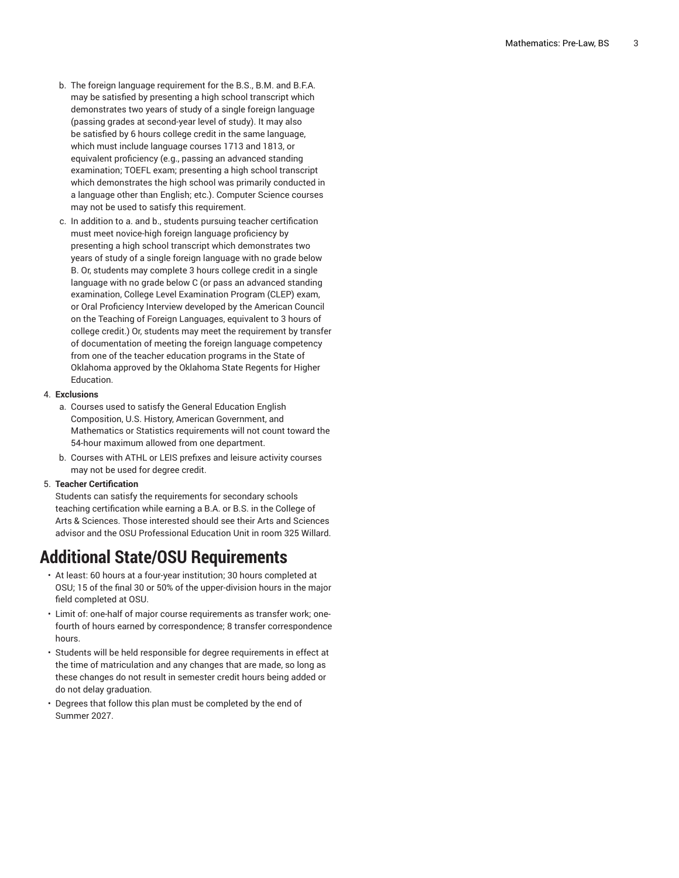b. The foreign language requirement for the B.S., B.M. and B.F.A. may be satisfied by presenting a high school transcript which demonstrates two years of study of a single foreign language (passing grades at second-year level of study). It may also be satisfied by 6 hours college credit in the same language, which must include language courses 1713 and 1813, or equivalent proficiency (e.g., passing an advanced standing examination; TOEFL exam; presenting a high school transcript which demonstrates the high school was primarily conducted in a language other than English; etc.). Computer Science courses may not be used to satisfy this requirement.
   c. In addition to a. and b., students pursuing teacher certification must meet novice-high foreign language proficiency by presenting a high school transcript which demonstrates two years of study of a single foreign language with no grade below B. Or, students may complete 3 hours college credit in a single language with no grade below C (or pass an advanced standing examination, College Level Examination Program (CLEP) exam, or Oral Proficiency Interview developed by the American Council on the Teaching of Foreign Languages, equivalent to 3 hours of college credit.) Or, students may meet the requirement by transfer of documentation of meeting the foreign language competency from one of the teacher education programs in the State of Oklahoma approved by the Oklahoma State Regents for Higher Education.
4. **Exclusions**
   a. Courses used to satisfy the General Education English Composition, U.S. History, American Government, and Mathematics or Statistics requirements will not count toward the 54-hour maximum allowed from one department.
   b. Courses with ATHL or LEIS prefixes and leisure activity courses may not be used for degree credit.
5. **Teacher Certification**
   Students can satisfy the requirements for secondary schools teaching certification while earning a B.A. or B.S. in the College of Arts & Sciences. Those interested should see their Arts and Sciences advisor and the OSU Professional Education Unit in room 325 Willard.

# Additional State/OSU Requirements

- At least: 60 hours at a four-year institution; 30 hours completed at OSU; 15 of the final 30 or 50% of the upper-division hours in the major field completed at OSU.
- Limit of: one-half of major course requirements as transfer work; one-fourth of hours earned by correspondence; 8 transfer correspondence hours.
- Students will be held responsible for degree requirements in effect at the time of matriculation and any changes that are made, so long as these changes do not result in semester credit hours being added or do not delay graduation.
- Degrees that follow this plan must be completed by the end of Summer 2027.